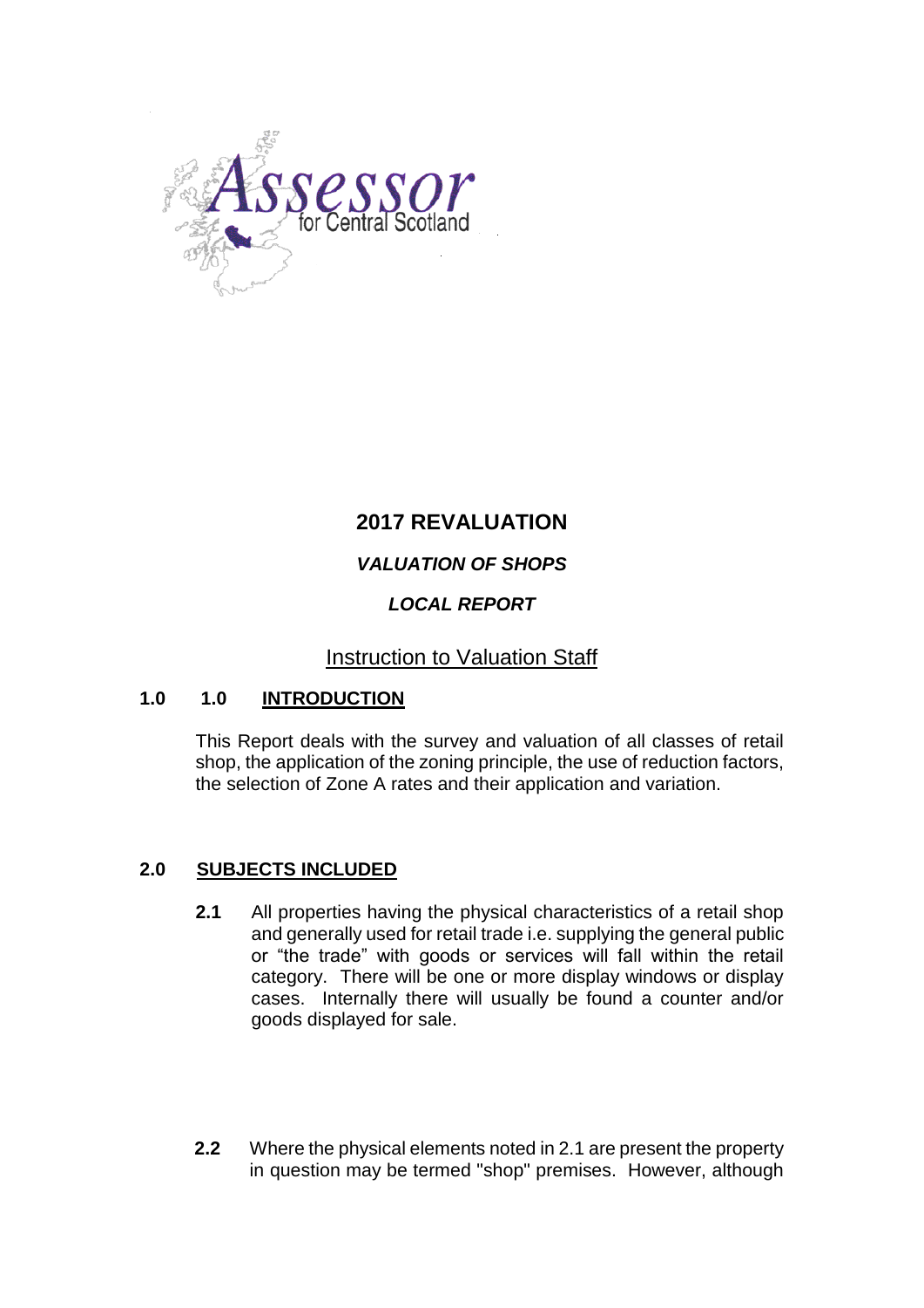Assessor for Central Scotland

# 2017 REVALUATION

## *VALUATION OF SHOPS*

## *LOCAL REPORT*

Instruction to Valuation Staff

## 1.0 1.0 INTRODUCTION

This Report deals with the survey and valuation of all classes of retail shop, the application of the zoning principle, the use of reduction factors, the selection of Zone A rates and their application and variation.

## 2.0 SUBJECTS INCLUDED

**2.1** All properties having the physical characteristics of a retail shop and generally used for retail trade i.e. supplying the general public or "the trade" with goods or services will fall within the retail category. There will be one or more display windows or display cases. Internally there will usually be found a counter and/or goods displayed for sale.

**2.2** Where the physical elements noted in 2.1 are present the property in question may be termed "shop" premises. However, although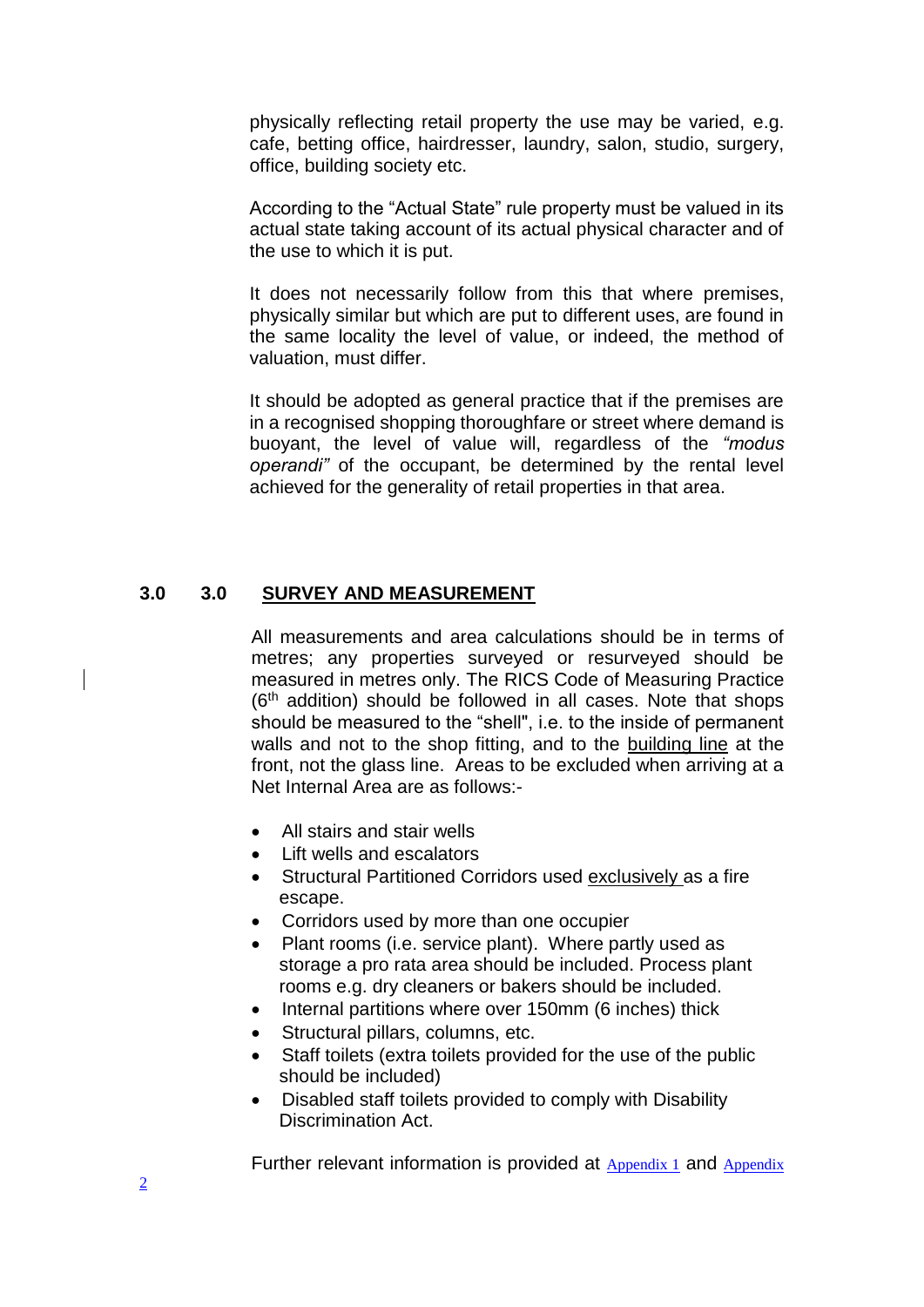physically reflecting retail property the use may be varied, e.g. cafe, betting office, hairdresser, laundry, salon, studio, surgery, office, building society etc.

According to the "Actual State" rule property must be valued in its actual state taking account of its actual physical character and of the use to which it is put.

It does not necessarily follow from this that where premises, physically similar but which are put to different uses, are found in the same locality the level of value, or indeed, the method of valuation, must differ.

It should be adopted as general practice that if the premises are in a recognised shopping thoroughfare or street where demand is buoyant, the level of value will, regardless of the *"modus operandi"* of the occupant, be determined by the rental level achieved for the generality of retail properties in that area.

## 3.0 3.0 SURVEY AND MEASUREMENT

All measurements and area calculations should be in terms of metres; any properties surveyed or resurveyed should be measured in metres only. The RICS Code of Measuring Practice (6th addition) should be followed in all cases. Note that shops should be measured to the "shell", i.e. to the inside of permanent walls and not to the shop fitting, and to the building line at the front, not the glass line. Areas to be excluded when arriving at a Net Internal Area are as follows:-

- All stairs and stair wells
- Lift wells and escalators
- Structural Partitioned Corridors used exclusively as a fire escape.
- Corridors used by more than one occupier
- Plant rooms (i.e. service plant). Where partly used as storage a pro rata area should be included. Process plant rooms e.g. dry cleaners or bakers should be included.
- Internal partitions where over 150mm (6 inches) thick
- Structural pillars, columns, etc.
- Staff toilets (extra toilets provided for the use of the public should be included)
- Disabled staff toilets provided to comply with Disability Discrimination Act.

Further relevant information is provided at Appendix 1 and Appendix 2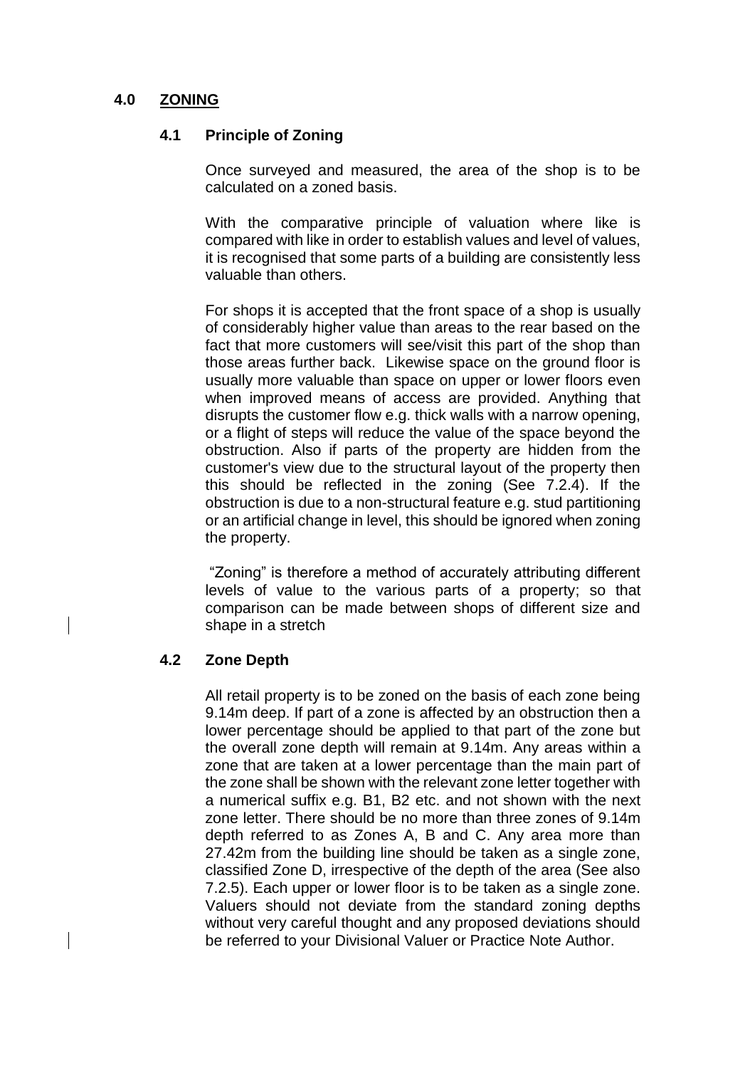## 4.0 ZONING

### 4.1 Principle of Zoning

Once surveyed and measured, the area of the shop is to be calculated on a zoned basis.

With the comparative principle of valuation where like is compared with like in order to establish values and level of values, it is recognised that some parts of a building are consistently less valuable than others.

For shops it is accepted that the front space of a shop is usually of considerably higher value than areas to the rear based on the fact that more customers will see/visit this part of the shop than those areas further back. Likewise space on the ground floor is usually more valuable than space on upper or lower floors even when improved means of access are provided. Anything that disrupts the customer flow e.g. thick walls with a narrow opening, or a flight of steps will reduce the value of the space beyond the obstruction. Also if parts of the property are hidden from the customer's view due to the structural layout of the property then this should be reflected in the zoning (See 7.2.4). If the obstruction is due to a non-structural feature e.g. stud partitioning or an artificial change in level, this should be ignored when zoning the property.

"Zoning" is therefore a method of accurately attributing different levels of value to the various parts of a property; so that comparison can be made between shops of different size and shape in a stretch

### 4.2 Zone Depth

All retail property is to be zoned on the basis of each zone being 9.14m deep. If part of a zone is affected by an obstruction then a lower percentage should be applied to that part of the zone but the overall zone depth will remain at 9.14m. Any areas within a zone that are taken at a lower percentage than the main part of the zone shall be shown with the relevant zone letter together with a numerical suffix e.g. B1, B2 etc. and not shown with the next zone letter. There should be no more than three zones of 9.14m depth referred to as Zones A, B and C. Any area more than 27.42m from the building line should be taken as a single zone, classified Zone D, irrespective of the depth of the area (See also 7.2.5). Each upper or lower floor is to be taken as a single zone. Valuers should not deviate from the standard zoning depths without very careful thought and any proposed deviations should be referred to your Divisional Valuer or Practice Note Author.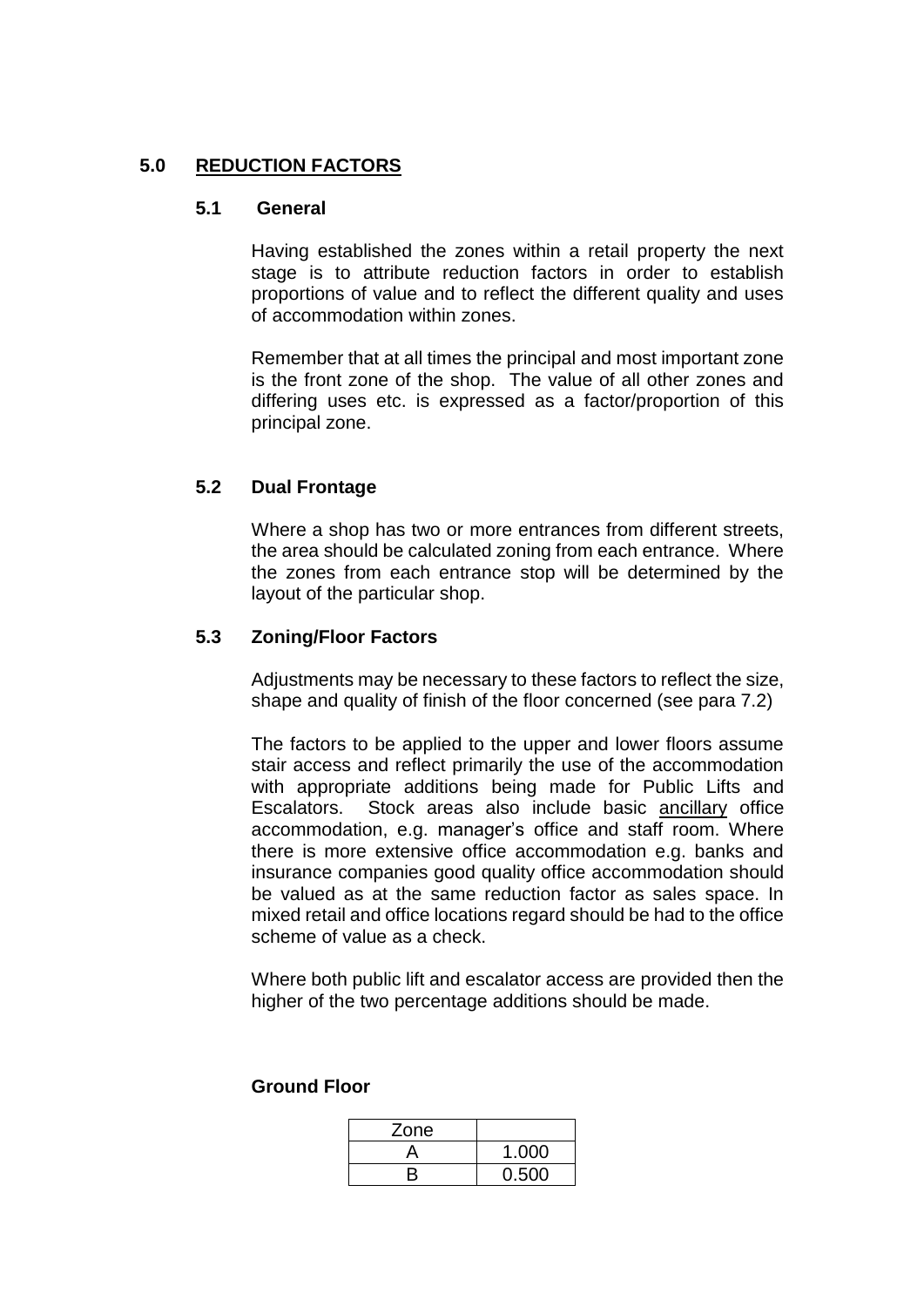## 5.0 REDUCTION FACTORS

### 5.1 General

Having established the zones within a retail property the next stage is to attribute reduction factors in order to establish proportions of value and to reflect the different quality and uses of accommodation within zones.

Remember that at all times the principal and most important zone is the front zone of the shop. The value of all other zones and differing uses etc. is expressed as a factor/proportion of this principal zone.

### 5.2 Dual Frontage

Where a shop has two or more entrances from different streets, the area should be calculated zoning from each entrance. Where the zones from each entrance stop will be determined by the layout of the particular shop.

### 5.3 Zoning/Floor Factors

Adjustments may be necessary to these factors to reflect the size, shape and quality of finish of the floor concerned (see para 7.2)

The factors to be applied to the upper and lower floors assume stair access and reflect primarily the use of the accommodation with appropriate additions being made for Public Lifts and Escalators. Stock areas also include basic ancillary office accommodation, e.g. manager's office and staff room. Where there is more extensive office accommodation e.g. banks and insurance companies good quality office accommodation should be valued as at the same reduction factor as sales space. In mixed retail and office locations regard should be had to the office scheme of value as a check.

Where both public lift and escalator access are provided then the higher of the two percentage additions should be made.

**Ground Floor**

| Zone | |
|---|---|
| A | 1.000 |
| B | 0.500 |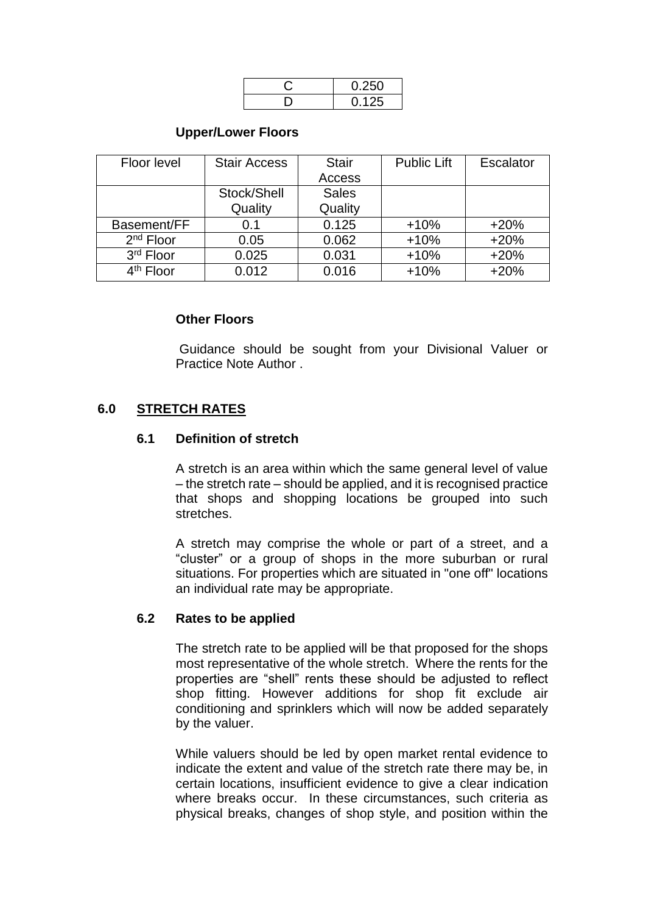| C | 0.250 |
| --- | --- |
| D | 0.125 |

**Upper/Lower Floors**

| Floor level | Stair Access | Stair Access | Public Lift | Escalator |
| --- | --- | --- | --- | --- |
| | Stock/Shell Quality | Sales Quality | | |
| Basement/FF | 0.1 | 0.125 | +10% | +20% |
| 2nd Floor | 0.05 | 0.062 | +10% | +20% |
| 3rd Floor | 0.025 | 0.031 | +10% | +20% |
| 4th Floor | 0.012 | 0.016 | +10% | +20% |

**Other Floors**

Guidance should be sought from your Divisional Valuer or Practice Note Author .

## 6.0 STRETCH RATES

### 6.1 Definition of stretch

A stretch is an area within which the same general level of value – the stretch rate – should be applied, and it is recognised practice that shops and shopping locations be grouped into such stretches.

A stretch may comprise the whole or part of a street, and a "cluster" or a group of shops in the more suburban or rural situations. For properties which are situated in "one off" locations an individual rate may be appropriate.

### 6.2 Rates to be applied

The stretch rate to be applied will be that proposed for the shops most representative of the whole stretch. Where the rents for the properties are "shell" rents these should be adjusted to reflect shop fitting. However additions for shop fit exclude air conditioning and sprinklers which will now be added separately by the valuer.

While valuers should be led by open market rental evidence to indicate the extent and value of the stretch rate there may be, in certain locations, insufficient evidence to give a clear indication where breaks occur. In these circumstances, such criteria as physical breaks, changes of shop style, and position within the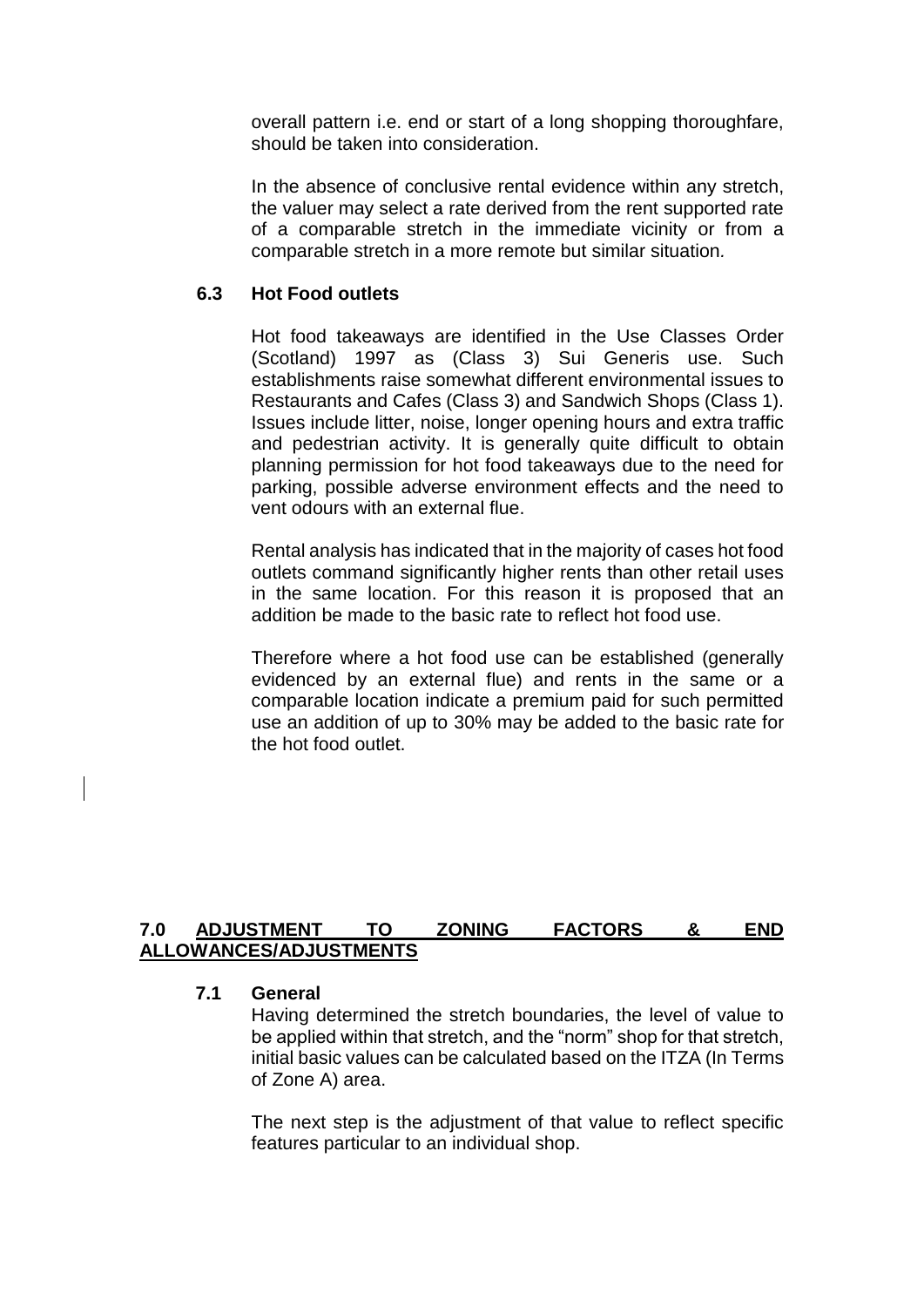overall pattern i.e. end or start of a long shopping thoroughfare, should be taken into consideration.

In the absence of conclusive rental evidence within any stretch, the valuer may select a rate derived from the rent supported rate of a comparable stretch in the immediate vicinity or from a comparable stretch in a more remote but similar situation.

### 6.3 Hot Food outlets

Hot food takeaways are identified in the Use Classes Order (Scotland) 1997 as (Class 3) Sui Generis use. Such establishments raise somewhat different environmental issues to Restaurants and Cafes (Class 3) and Sandwich Shops (Class 1). Issues include litter, noise, longer opening hours and extra traffic and pedestrian activity. It is generally quite difficult to obtain planning permission for hot food takeaways due to the need for parking, possible adverse environment effects and the need to vent odours with an external flue.

Rental analysis has indicated that in the majority of cases hot food outlets command significantly higher rents than other retail uses in the same location. For this reason it is proposed that an addition be made to the basic rate to reflect hot food use.

Therefore where a hot food use can be established (generally evidenced by an external flue) and rents in the same or a comparable location indicate a premium paid for such permitted use an addition of up to 30% may be added to the basic rate for the hot food outlet.

## 7.0 ADJUSTMENT TO ZONING FACTORS & END ALLOWANCES/ADJUSTMENTS

### 7.1 General

Having determined the stretch boundaries, the level of value to be applied within that stretch, and the "norm" shop for that stretch, initial basic values can be calculated based on the ITZA (In Terms of Zone A) area.

The next step is the adjustment of that value to reflect specific features particular to an individual shop.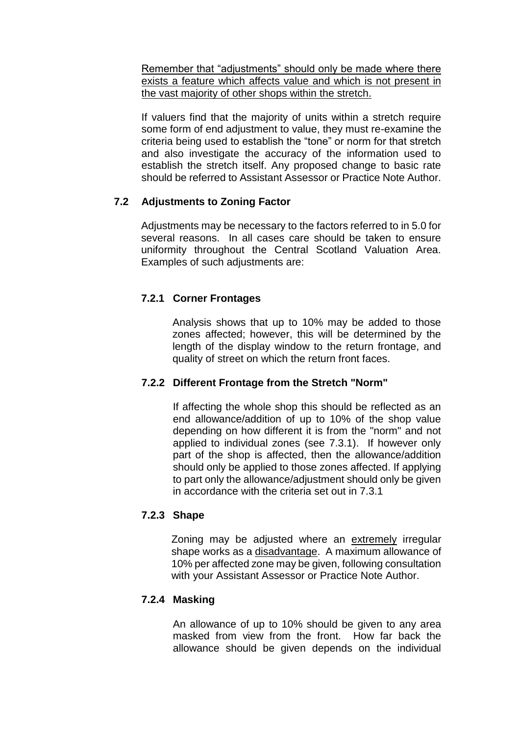<u>Remember that "adjustments" should only be made where there exists a feature which affects value and which is not present in the vast majority of other shops within the stretch.</u>

If valuers find that the majority of units within a stretch require some form of end adjustment to value, they must re-examine the criteria being used to establish the "tone" or norm for that stretch and also investigate the accuracy of the information used to establish the stretch itself. Any proposed change to basic rate should be referred to Assistant Assessor or Practice Note Author.

### 7.2 Adjustments to Zoning Factor

Adjustments may be necessary to the factors referred to in 5.0 for several reasons. In all cases care should be taken to ensure uniformity throughout the Central Scotland Valuation Area. Examples of such adjustments are:

#### 7.2.1 Corner Frontages

Analysis shows that up to 10% may be added to those zones affected; however, this will be determined by the length of the display window to the return frontage, and quality of street on which the return front faces.

#### 7.2.2 Different Frontage from the Stretch "Norm"

If affecting the whole shop this should be reflected as an end allowance/addition of up to 10% of the shop value depending on how different it is from the "norm" and not applied to individual zones (see 7.3.1). If however only part of the shop is affected, then the allowance/addition should only be applied to those zones affected. If applying to part only the allowance/adjustment should only be given in accordance with the criteria set out in 7.3.1

#### 7.2.3 Shape

Zoning may be adjusted where an <u>extremely</u> irregular shape works as a <u>disadvantage</u>. A maximum allowance of 10% per affected zone may be given, following consultation with your Assistant Assessor or Practice Note Author.

#### 7.2.4 Masking

An allowance of up to 10% should be given to any area masked from view from the front. How far back the allowance should be given depends on the individual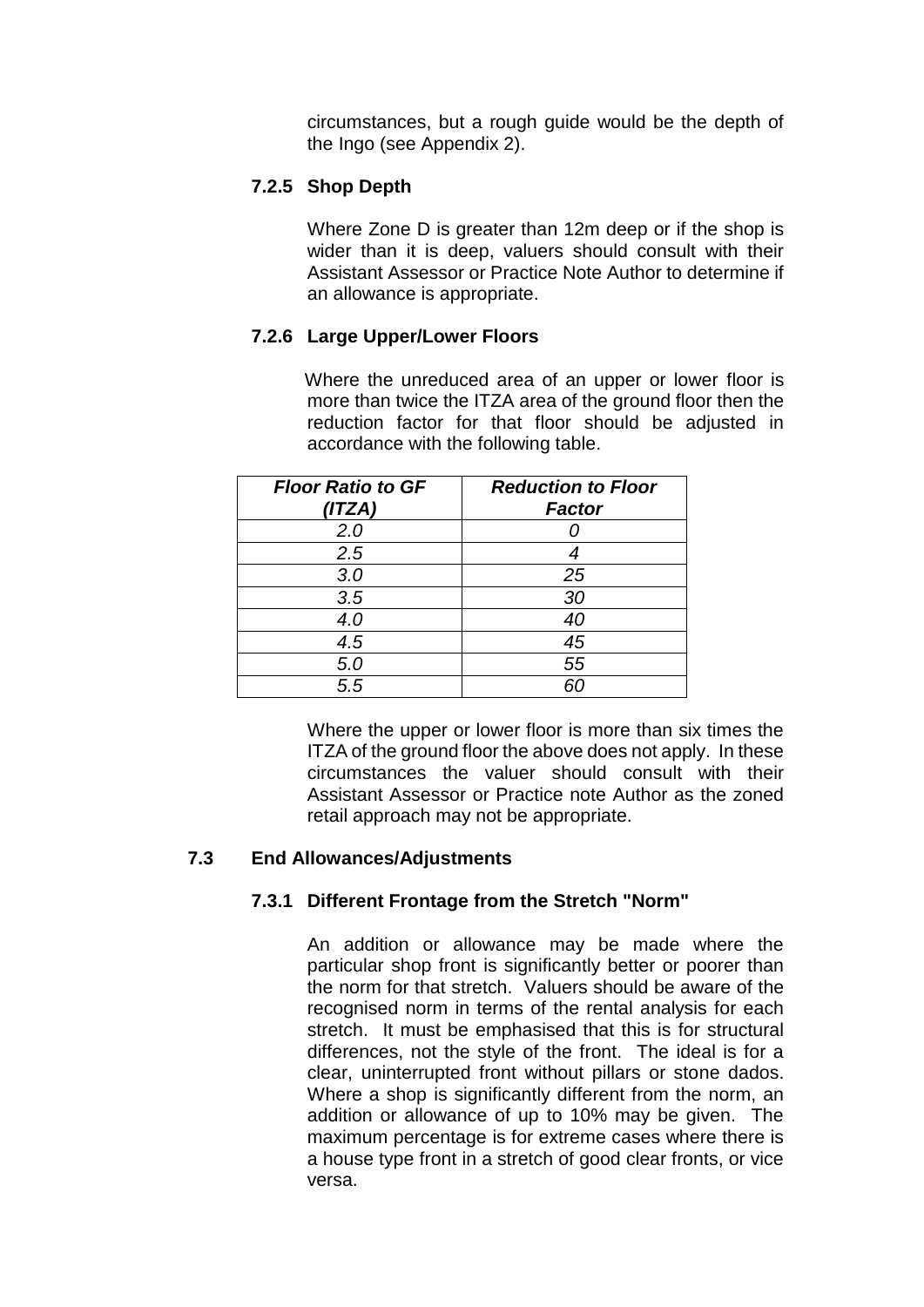circumstances, but a rough guide would be the depth of the Ingo (see Appendix 2).

### 7.2.5 Shop Depth

Where Zone D is greater than 12m deep or if the shop is wider than it is deep, valuers should consult with their Assistant Assessor or Practice Note Author to determine if an allowance is appropriate.

### 7.2.6 Large Upper/Lower Floors

Where the unreduced area of an upper or lower floor is more than twice the ITZA area of the ground floor then the reduction factor for that floor should be adjusted in accordance with the following table.

| ***Floor Ratio to GF (ITZA)*** | ***Reduction to Floor Factor*** |
|---|---|
| *2.0* | *0* |
| *2.5* | *4* |
| *3.0* | *25* |
| *3.5* | *30* |
| *4.0* | *40* |
| *4.5* | *45* |
| *5.0* | *55* |
| *5.5* | *60* |

Where the upper or lower floor is more than six times the ITZA of the ground floor the above does not apply. In these circumstances the valuer should consult with their Assistant Assessor or Practice note Author as the zoned retail approach may not be appropriate.

## 7.3 End Allowances/Adjustments

### 7.3.1 Different Frontage from the Stretch "Norm"

An addition or allowance may be made where the particular shop front is significantly better or poorer than the norm for that stretch. Valuers should be aware of the recognised norm in terms of the rental analysis for each stretch. It must be emphasised that this is for structural differences, not the style of the front. The ideal is for a clear, uninterrupted front without pillars or stone dados. Where a shop is significantly different from the norm, an addition or allowance of up to 10% may be given. The maximum percentage is for extreme cases where there is a house type front in a stretch of good clear fronts, or vice versa.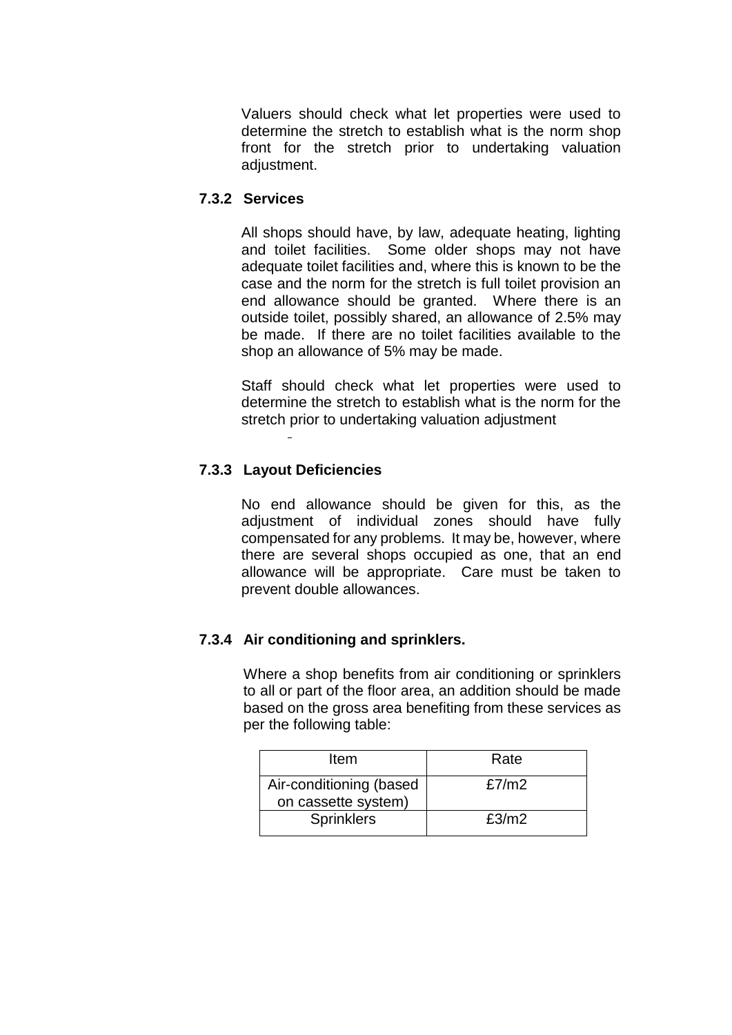Valuers should check what let properties were used to determine the stretch to establish what is the norm shop front for the stretch prior to undertaking valuation adjustment.

### 7.3.2 Services

All shops should have, by law, adequate heating, lighting and toilet facilities. Some older shops may not have adequate toilet facilities and, where this is known to be the case and the norm for the stretch is full toilet provision an end allowance should be granted. Where there is an outside toilet, possibly shared, an allowance of 2.5% may be made. If there are no toilet facilities available to the shop an allowance of 5% may be made.

Staff should check what let properties were used to determine the stretch to establish what is the norm for the stretch prior to undertaking valuation adjustment

### 7.3.3 Layout Deficiencies

No end allowance should be given for this, as the adjustment of individual zones should have fully compensated for any problems. It may be, however, where there are several shops occupied as one, that an end allowance will be appropriate. Care must be taken to prevent double allowances.

### 7.3.4 Air conditioning and sprinklers.

Where a shop benefits from air conditioning or sprinklers to all or part of the floor area, an addition should be made based on the gross area benefiting from these services as per the following table:

| Item | Rate |
| --- | --- |
| Air-conditioning (based on cassette system) | £7/m2 |
| Sprinklers | £3/m2 |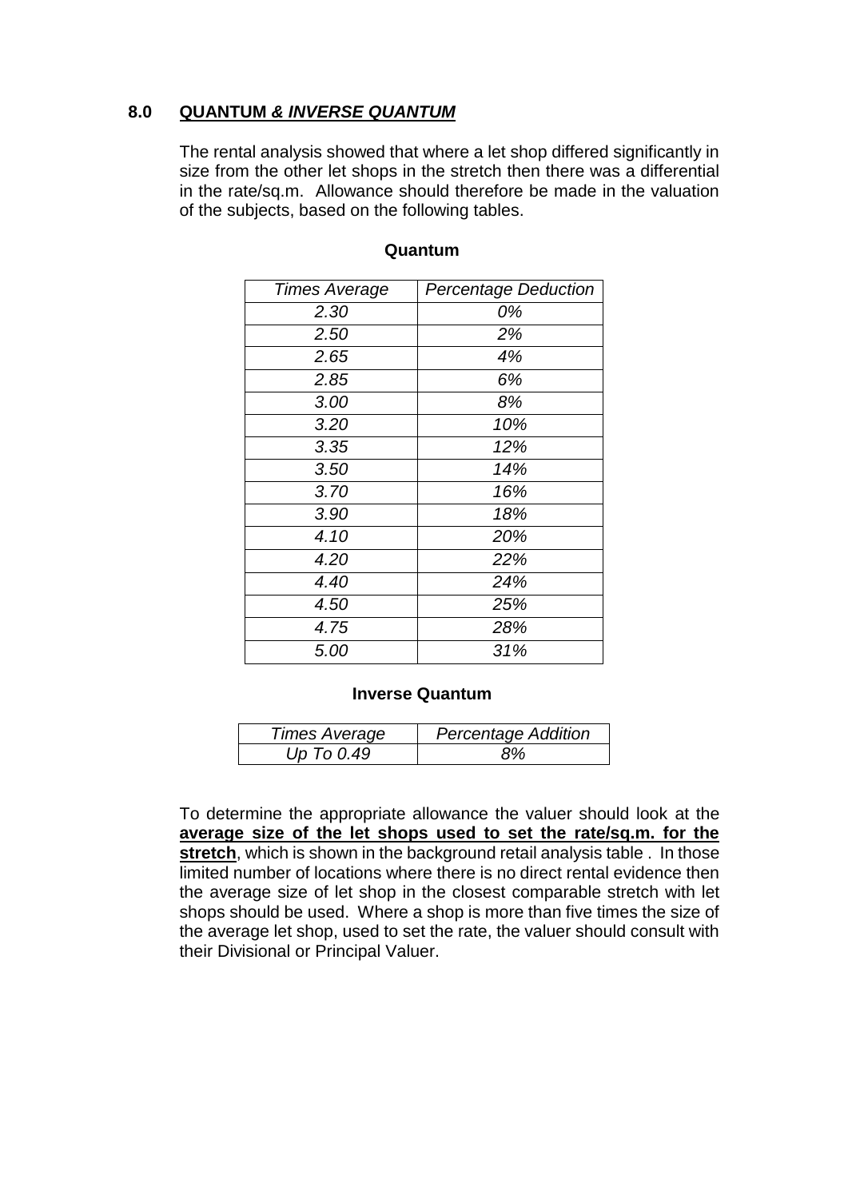## 8.0 <u>QUANTUM & *INVERSE QUANTUM*</u>

The rental analysis showed that where a let shop differed significantly in size from the other let shops in the stretch then there was a differential in the rate/sq.m. Allowance should therefore be made in the valuation of the subjects, based on the following tables.

**Quantum**

| *Times Average* | *Percentage Deduction* |
|---|---|
| *2.30* | *0%* |
| *2.50* | *2%* |
| *2.65* | *4%* |
| *2.85* | *6%* |
| *3.00* | *8%* |
| *3.20* | *10%* |
| *3.35* | *12%* |
| *3.50* | *14%* |
| *3.70* | *16%* |
| *3.90* | *18%* |
| *4.10* | *20%* |
| *4.20* | *22%* |
| *4.40* | *24%* |
| *4.50* | *25%* |
| *4.75* | *28%* |
| *5.00* | *31%* |

**Inverse Quantum**

| *Times Average* | *Percentage Addition* |
|---|---|
| *Up To 0.49* | *8%* |

To determine the appropriate allowance the valuer should look at the **<u>average size of the let shops used to set the rate/sq.m. for the stretch</u>**, which is shown in the background retail analysis table . In those limited number of locations where there is no direct rental evidence then the average size of let shop in the closest comparable stretch with let shops should be used. Where a shop is more than five times the size of the average let shop, used to set the rate, the valuer should consult with their Divisional or Principal Valuer.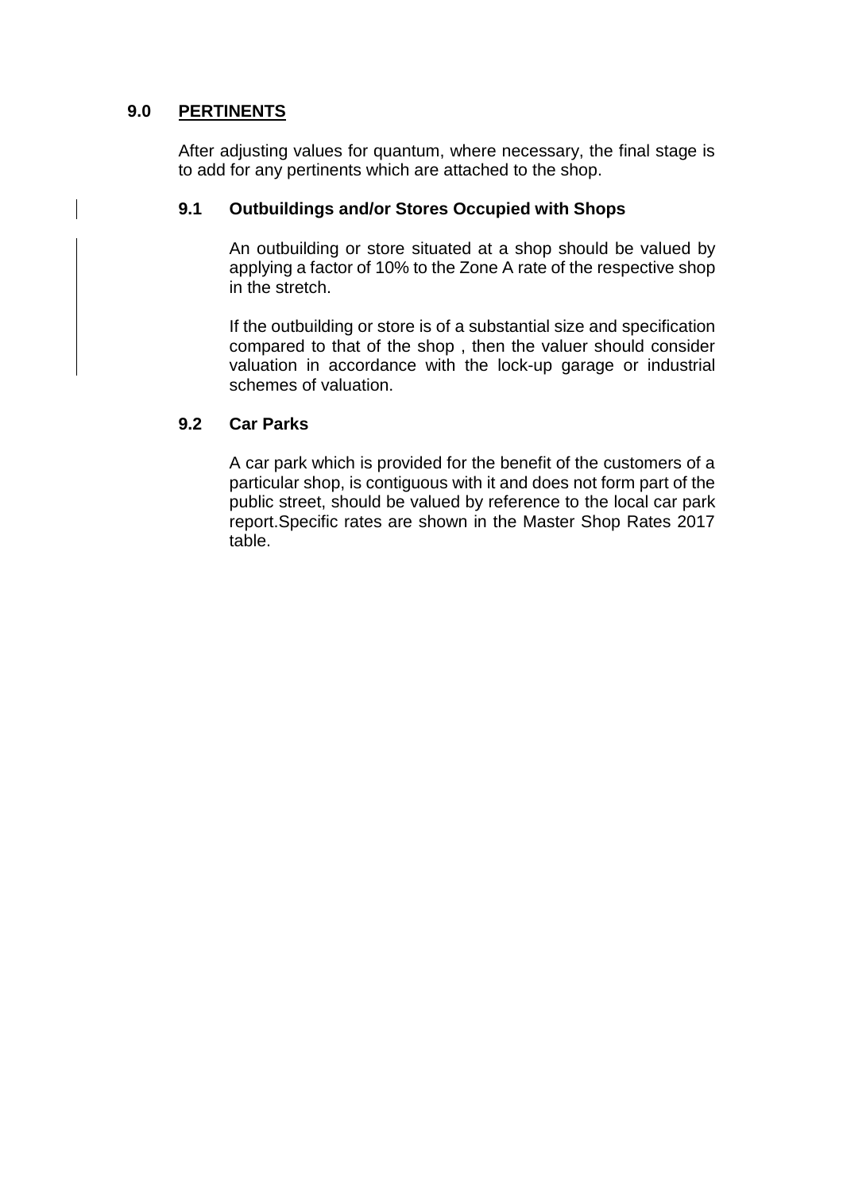## 9.0 PERTINENTS

After adjusting values for quantum, where necessary, the final stage is to add for any pertinents which are attached to the shop.

### 9.1 Outbuildings and/or Stores Occupied with Shops

An outbuilding or store situated at a shop should be valued by applying a factor of 10% to the Zone A rate of the respective shop in the stretch.

If the outbuilding or store is of a substantial size and specification compared to that of the shop , then the valuer should consider valuation in accordance with the lock-up garage or industrial schemes of valuation.

### 9.2 Car Parks

A car park which is provided for the benefit of the customers of a particular shop, is contiguous with it and does not form part of the public street, should be valued by reference to the local car park report.Specific rates are shown in the Master Shop Rates 2017 table.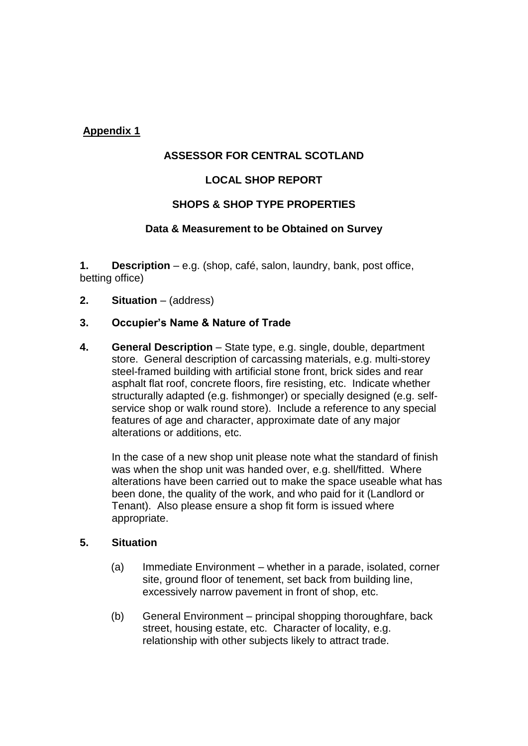**Appendix 1**

**ASSESSOR FOR CENTRAL SCOTLAND**

**LOCAL SHOP REPORT**

**SHOPS & SHOP TYPE PROPERTIES**

**Data & Measurement to be Obtained on Survey**

**1. Description** – e.g. (shop, café, salon, laundry, bank, post office, betting office)

**2. Situation** – (address)

**3. Occupier's Name & Nature of Trade**

**4. General Description** – State type, e.g. single, double, department store. General description of carcassing materials, e.g. multi-storey steel-framed building with artificial stone front, brick sides and rear asphalt flat roof, concrete floors, fire resisting, etc. Indicate whether structurally adapted (e.g. fishmonger) or specially designed (e.g. self-service shop or walk round store). Include a reference to any special features of age and character, approximate date of any major alterations or additions, etc.

In the case of a new shop unit please note what the standard of finish was when the shop unit was handed over, e.g. shell/fitted. Where alterations have been carried out to make the space useable what has been done, the quality of the work, and who paid for it (Landlord or Tenant). Also please ensure a shop fit form is issued where appropriate.

**5. Situation**

(a) Immediate Environment – whether in a parade, isolated, corner site, ground floor of tenement, set back from building line, excessively narrow pavement in front of shop, etc.

(b) General Environment – principal shopping thoroughfare, back street, housing estate, etc. Character of locality, e.g. relationship with other subjects likely to attract trade.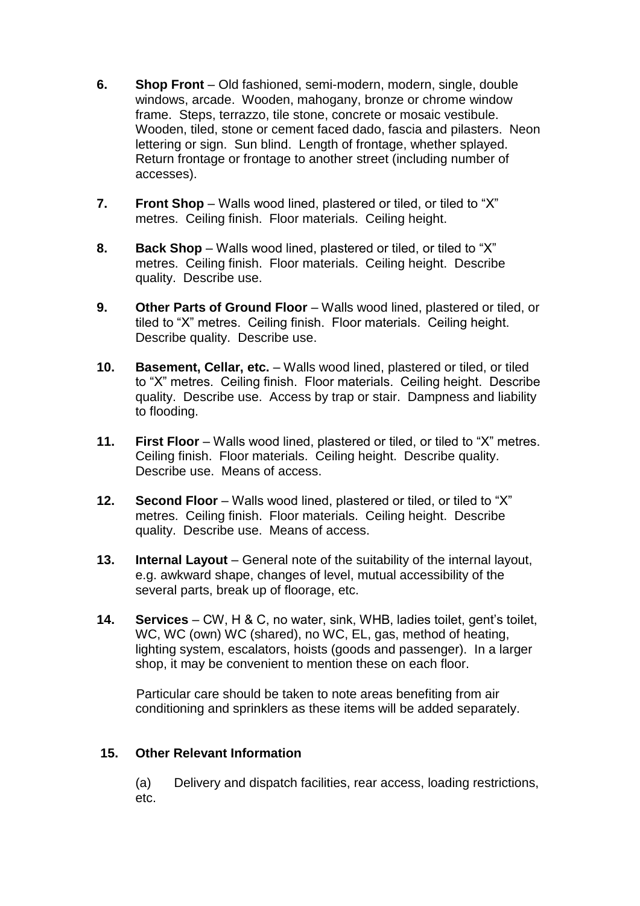**6.** **Shop Front** – Old fashioned, semi-modern, modern, single, double windows, arcade. Wooden, mahogany, bronze or chrome window frame. Steps, terrazzo, tile stone, concrete or mosaic vestibule. Wooden, tiled, stone or cement faced dado, fascia and pilasters. Neon lettering or sign. Sun blind. Length of frontage, whether splayed. Return frontage or frontage to another street (including number of accesses).

**7.** **Front Shop** – Walls wood lined, plastered or tiled, or tiled to “X” metres. Ceiling finish. Floor materials. Ceiling height.

**8.** **Back Shop** – Walls wood lined, plastered or tiled, or tiled to “X” metres. Ceiling finish. Floor materials. Ceiling height. Describe quality. Describe use.

**9.** **Other Parts of Ground Floor** – Walls wood lined, plastered or tiled, or tiled to “X” metres. Ceiling finish. Floor materials. Ceiling height. Describe quality. Describe use.

**10.** **Basement, Cellar, etc.** – Walls wood lined, plastered or tiled, or tiled to “X” metres. Ceiling finish. Floor materials. Ceiling height. Describe quality. Describe use. Access by trap or stair. Dampness and liability to flooding.

**11.** **First Floor** – Walls wood lined, plastered or tiled, or tiled to “X” metres. Ceiling finish. Floor materials. Ceiling height. Describe quality. Describe use. Means of access.

**12.** **Second Floor** – Walls wood lined, plastered or tiled, or tiled to “X” metres. Ceiling finish. Floor materials. Ceiling height. Describe quality. Describe use. Means of access.

**13.** **Internal Layout** – General note of the suitability of the internal layout, e.g. awkward shape, changes of level, mutual accessibility of the several parts, break up of floorage, etc.

**14.** **Services** – CW, H & C, no water, sink, WHB, ladies toilet, gent’s toilet, WC, WC (own) WC (shared), no WC, EL, gas, method of heating, lighting system, escalators, hoists (goods and passenger). In a larger shop, it may be convenient to mention these on each floor.

Particular care should be taken to note areas benefiting from air conditioning and sprinklers as these items will be added separately.

**15.** **Other Relevant Information**

(a) Delivery and dispatch facilities, rear access, loading restrictions, etc.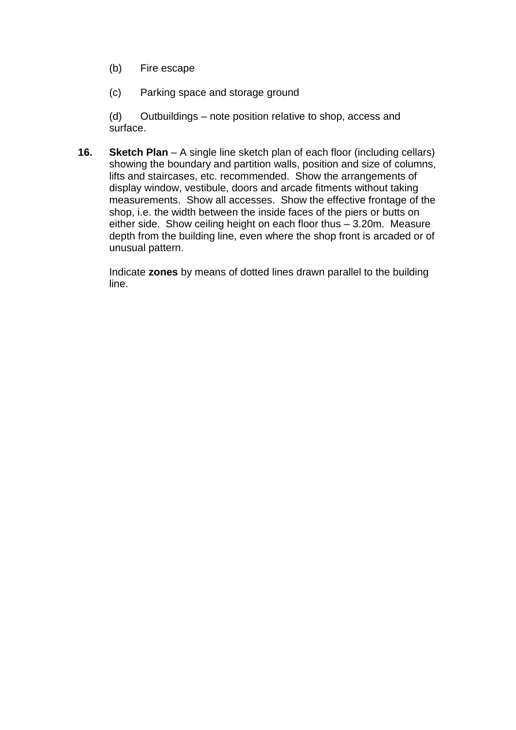(b) Fire escape

(c) Parking space and storage ground

(d) Outbuildings – note position relative to shop, access and surface.

16. **Sketch Plan** – A single line sketch plan of each floor (including cellars) showing the boundary and partition walls, position and size of columns, lifts and staircases, etc. recommended. Show the arrangements of display window, vestibule, doors and arcade fitments without taking measurements. Show all accesses. Show the effective frontage of the shop, i.e. the width between the inside faces of the piers or butts on either side. Show ceiling height on each floor thus – 3.20m. Measure depth from the building line, even where the shop front is arcaded or of unusual pattern.

    Indicate **zones** by means of dotted lines drawn parallel to the building line.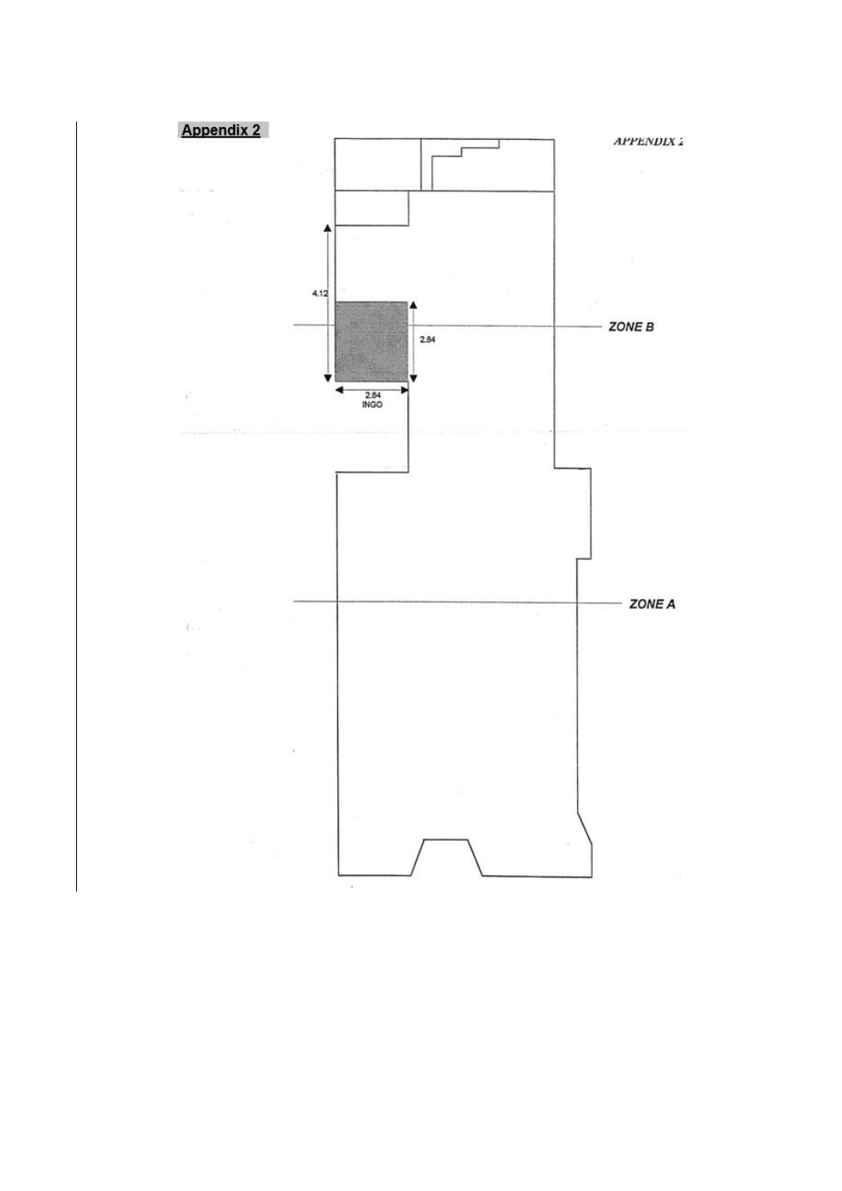**Appendix 2**

*APPENDIX 2*

4.12

2.84

2.84
INGO

ZONE B

ZONE A